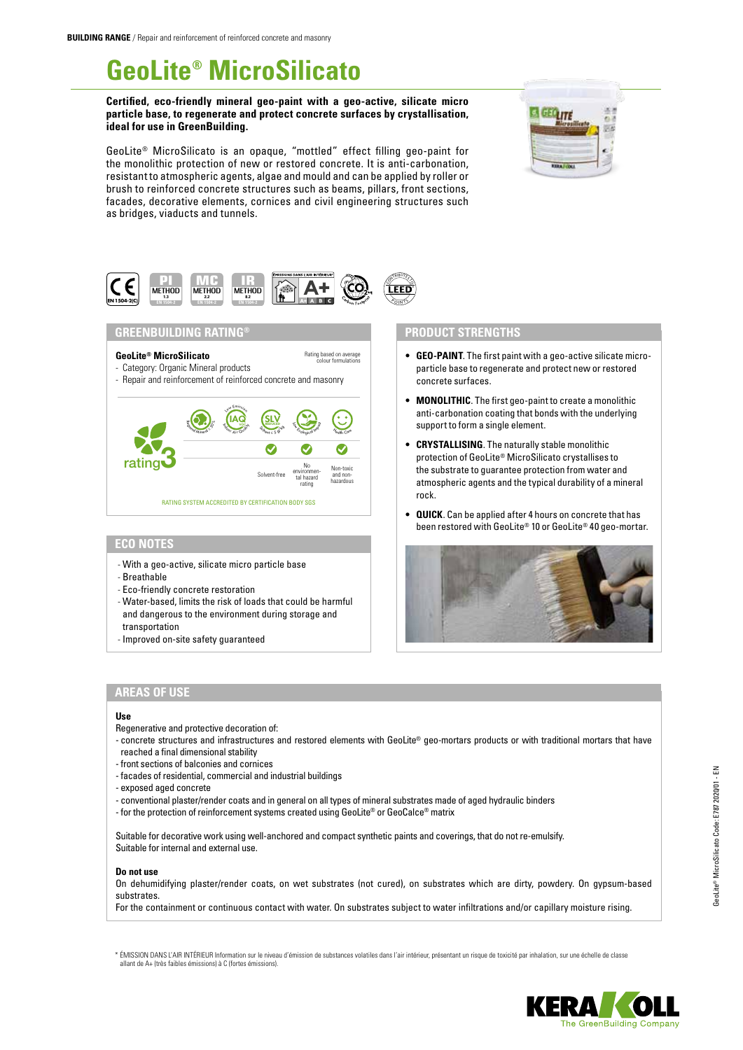**BUILDING RANGE** / Repair and reinforcement of reinforced concrete and masonry

# GeoLite® MicroSilicato

**Certified, eco-friendly mineral geo-paint with a geo-active, silicate micro particle base, to regenerate and protect concrete surfaces by crystallisation, ideal for use in GreenBuilding.**

GeoLite® MicroSilicato is an opaque, "mottled" effect filling geo-paint for the monolithic protection of new or restored concrete. It is anti-carbonation, resistant to atmospheric agents, algae and mould and can be applied by roller or brush to reinforced concrete structures such as beams, pillars, front sections, facades, decorative elements, cornices and civil engineering structures such as bridges, viaducts and tunnels.

## GREENBUILDING RATING®

**GeoLite® MicroSilicato**

- Category: Organic Mineral products
- Repair and reinforcement of reinforced concrete and masonry

Rating based on average colour formulations

rating 3

- Solvent-free
- No environmental hazard rating
- Non-toxic and non-hazardous

RATING SYSTEM ACCREDITED BY CERTIFICATION BODY SGS

## ECO NOTES

- With a geo-active, silicate micro particle base
- Breathable
- Eco-friendly concrete restoration
- Water-based, limits the risk of loads that could be harmful and dangerous to the environment during storage and transportation
- Improved on-site safety guaranteed

## PRODUCT STRENGTHS

- **GEO-PAINT**. The first paint with a geo-active silicate micro-particle base to regenerate and protect new or restored concrete surfaces.
- **MONOLITHIC**. The first geo-paint to create a monolithic anti-carbonation coating that bonds with the underlying support to form a single element.
- **CRYSTALLISING**. The naturally stable monolithic protection of GeoLite® MicroSilicato crystallises to the substrate to guarantee protection from water and atmospheric agents and the typical durability of a mineral rock.
- **QUICK**. Can be applied after 4 hours on concrete that has been restored with GeoLite® 10 or GeoLite® 40 geo-mortar.

## AREAS OF USE

**Use**

Regenerative and protective decoration of:

- concrete structures and infrastructures and restored elements with GeoLite® geo-mortars products or with traditional mortars that have reached a final dimensional stability
- front sections of balconies and cornices
- facades of residential, commercial and industrial buildings
- exposed aged concrete
- conventional plaster/render coats and in general on all types of mineral substrates made of aged hydraulic binders
- for the protection of reinforcement systems created using GeoLite® or GeoCalce® matrix

Suitable for decorative work using well-anchored and compact synthetic paints and coverings, that do not re-emulsify.
Suitable for internal and external use.

**Do not use**

On dehumidifying plaster/render coats, on wet substrates (not cured), on substrates which are dirty, powdery. On gypsum-based substrates.
For the containment or continuous contact with water. On substrates subject to water infiltrations and/or capillary moisture rising.

* ÉMISSION DANS L'AIR INTÉRIEUR Information sur le niveau d'émission de substances volatiles dans l'air intérieur, présentant un risque de toxicité par inhalation, sur une échelle de classe allant de A+ (très faibles émissions) à C (fortes émissions).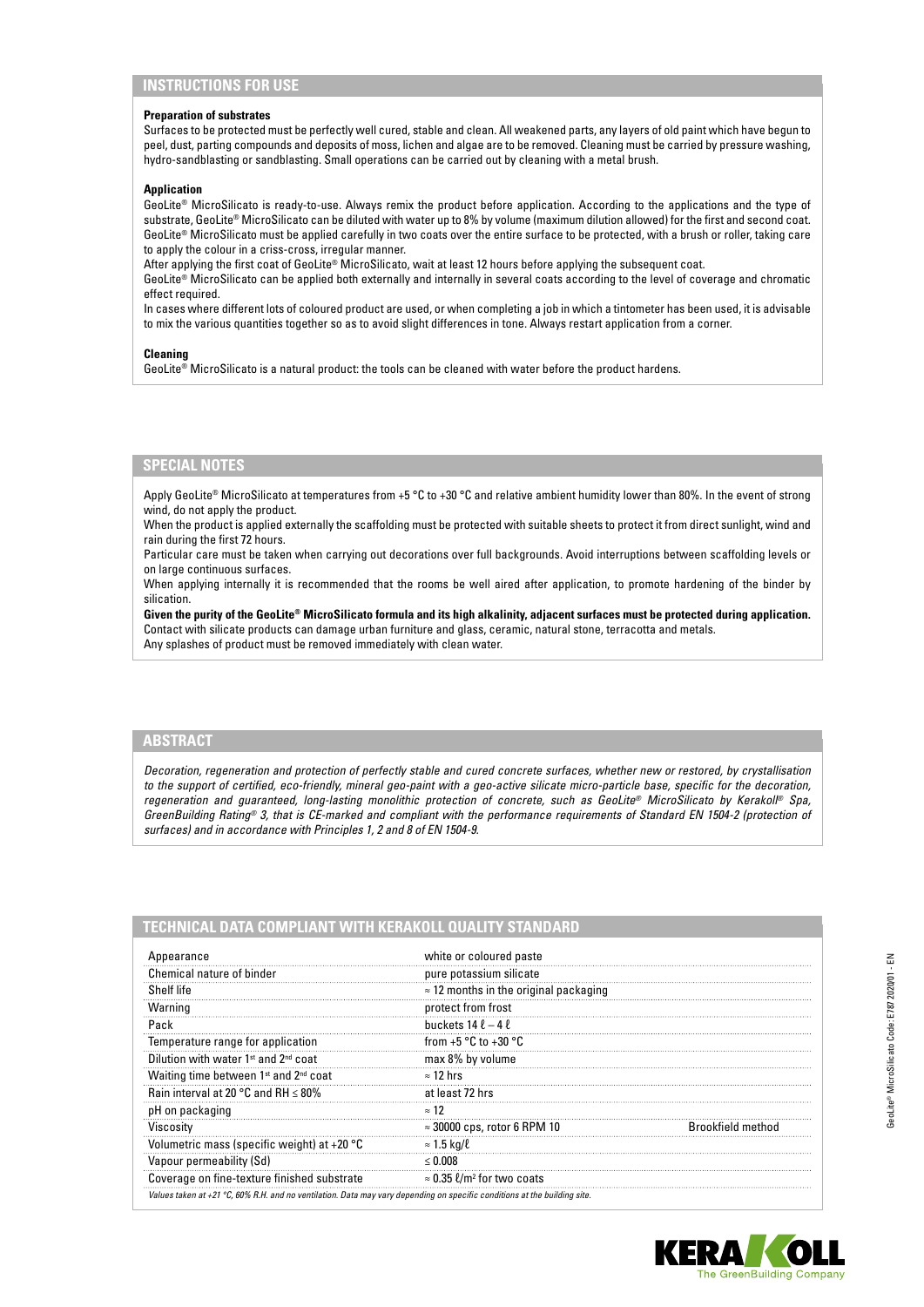## INSTRUCTIONS FOR USE

**Preparation of substrates**

Surfaces to be protected must be perfectly well cured, stable and clean. All weakened parts, any layers of old paint which have begun to peel, dust, parting compounds and deposits of moss, lichen and algae are to be removed. Cleaning must be carried by pressure washing, hydro-sandblasting or sandblasting. Small operations can be carried out by cleaning with a metal brush.

**Application**

GeoLite® MicroSilicato is ready-to-use. Always remix the product before application. According to the applications and the type of substrate, GeoLite® MicroSilicato can be diluted with water up to 8% by volume (maximum dilution allowed) for the first and second coat. GeoLite® MicroSilicato must be applied carefully in two coats over the entire surface to be protected, with a brush or roller, taking care to apply the colour in a criss-cross, irregular manner.

After applying the first coat of GeoLite® MicroSilicato, wait at least 12 hours before applying the subsequent coat.

GeoLite® MicroSilicato can be applied both externally and internally in several coats according to the level of coverage and chromatic effect required.

In cases where different lots of coloured product are used, or when completing a job in which a tintometer has been used, it is advisable to mix the various quantities together so as to avoid slight differences in tone. Always restart application from a corner.

**Cleaning**

GeoLite® MicroSilicato is a natural product: the tools can be cleaned with water before the product hardens.

## SPECIAL NOTES

Apply GeoLite® MicroSilicato at temperatures from +5 °C to +30 °C and relative ambient humidity lower than 80%. In the event of strong wind, do not apply the product.

When the product is applied externally the scaffolding must be protected with suitable sheets to protect it from direct sunlight, wind and rain during the first 72 hours.

Particular care must be taken when carrying out decorations over full backgrounds. Avoid interruptions between scaffolding levels or on large continuous surfaces.

When applying internally it is recommended that the rooms be well aired after application, to promote hardening of the binder by silication.

**Given the purity of the GeoLite® MicroSilicato formula and its high alkalinity, adjacent surfaces must be protected during application.**

Contact with silicate products can damage urban furniture and glass, ceramic, natural stone, terracotta and metals.

Any splashes of product must be removed immediately with clean water.

## ABSTRACT

*Decoration, regeneration and protection of perfectly stable and cured concrete surfaces, whether new or restored, by crystallisation to the support of certified, eco-friendly, mineral geo-paint with a geo-active silicate micro-particle base, specific for the decoration, regeneration and guaranteed, long-lasting monolithic protection of concrete, such as GeoLite® MicroSilicato by Kerakoll® Spa, GreenBuilding Rating® 3, that is CE-marked and compliant with the performance requirements of Standard EN 1504-2 (protection of surfaces) and in accordance with Principles 1, 2 and 8 of EN 1504-9.*

## TECHNICAL DATA COMPLIANT WITH KERAKOLL QUALITY STANDARD

| | | |
|---|---|---|
| Appearance | white or coloured paste | |
| Chemical nature of binder | pure potassium silicate | |
| Shelf life | ≈ 12 months in the original packaging | |
| Warning | protect from frost | |
| Pack | buckets 14 ℓ – 4 ℓ | |
| Temperature range for application | from +5 °C to +30 °C | |
| Dilution with water 1st and 2nd coat | max 8% by volume | |
| Waiting time between 1st and 2nd coat | ≈ 12 hrs | |
| Rain interval at 20 °C and RH ≤ 80% | at least 72 hrs | |
| pH on packaging | ≈ 12 | |
| Viscosity | ≈ 30000 cps, rotor 6 RPM 10 | Brookfield method |
| Volumetric mass (specific weight) at +20 °C | ≈ 1.5 kg/ℓ | |
| Vapour permeability (Sd) | ≤ 0.008 | |
| Coverage on fine-texture finished substrate | ≈ 0.35 ℓ/m² for two coats | |

*Values taken at +21 °C, 60% R.H. and no ventilation. Data may vary depending on specific conditions at the building site.*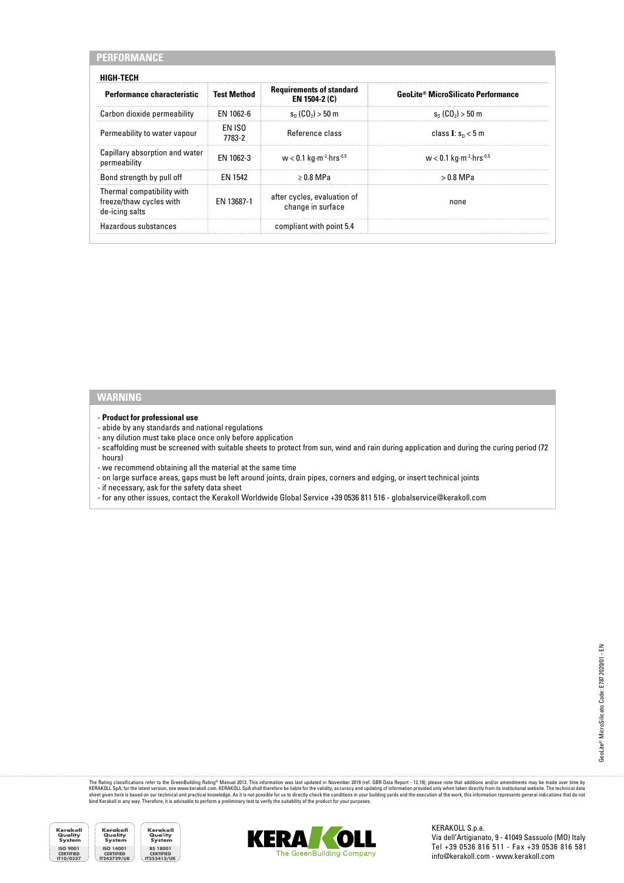## PERFORMANCE

**HIGH-TECH**

| Performance characteristic | Test Method | Requirements of standard EN 1504-2 (C) | GeoLite® MicroSilicato Performance |
|---|---|---|---|
| Carbon dioxide permeability | EN 1062-6 | $s_D$ ($CO_2$) > 50 m | $s_D$ ($CO_2$) > 50 m |
| Permeability to water vapour | EN ISO 7783-2 | Reference class | class I: $s_D$ < 5 m |
| Capillary absorption and water permeability | EN 1062-3 | $w < 0.1$ kg·m$^{-2}$·hrs$^{-0.5}$ | $w < 0.1$ kg·m$^{-2}$·hrs$^{-0.5}$ |
| Bond strength by pull off | EN 1542 | ≥ 0.8 MPa | > 0.8 MPa |
| Thermal compatibility with freeze/thaw cycles with de-icing salts | EN 13687-1 | after cycles, evaluation of change in surface | none |
| Hazardous substances | | compliant with point 5.4 | |

## WARNING

- **Product for professional use**
- abide by any standards and national regulations
- any dilution must take place once only before application
- scaffolding must be screened with suitable sheets to protect from sun, wind and rain during application and during the curing period (72 hours)
- we recommend obtaining all the material at the same time
- on large surface areas, gaps must be left around joints, drain pipes, corners and edging, or insert technical joints
- if necessary, ask for the safety data sheet
- for any other issues, contact the Kerakoll Worldwide Global Service +39 0536 811 516 - globalservice@kerakoll.com

GeoLite® MicroSilicato Code: E787 2020/01 - EN

The Rating classifications refer to the GreenBuilding Rating® Manual 2013. This information was last updated in November 2019 (ref. GBR Data Report - 12.19); please note that additions and/or amendments may be made over time by KERAKOLL SpA; for the latest version, see www.kerakoll.com. KERAKOLL SpA shall therefore be liable for the validity, accuracy and updating of information provided only when taken directly from its institutional website. The technical data sheet given here is based on our technical and practical knowledge. As it is not possible for us to directly check the conditions in your building yards and the execution of the work, this information represents general indications that do not bind Kerakoll in any way. Therefore, it is advisable to perform a preliminary test to verify the suitability of the product for your purposes.

Kerakoll Quality System ISO 9001 CERTIFIED IT10/0327 — Kerakoll Quality System ISO 14001 CERTIFIED IT242729/UK — Kerakoll Quality System BS 18001 CERTIFIED IT255412/UK

KERAKOLL The GreenBuilding Company

KERAKOLL S.p.a.
Via dell'Artigianato, 9 - 41049 Sassuolo (MO) Italy
Tel +39 0536 816 511 - Fax +39 0536 816 581
info@kerakoll.com - www.kerakoll.com